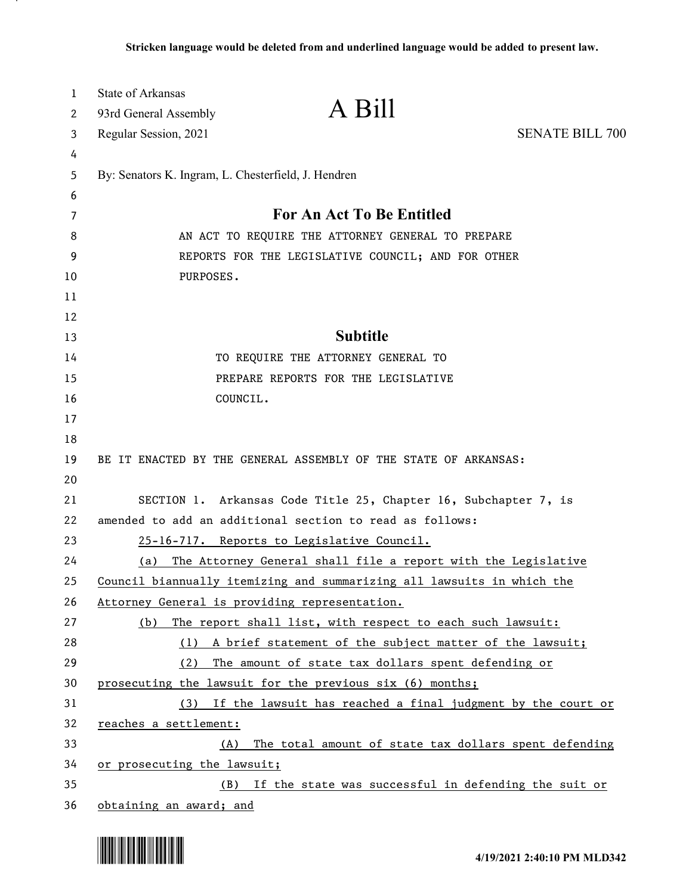**Stricken language would be deleted from and underlined language would be added to present law.**

State of Arkansas
93rd General Assembly
Regular Session, 2021

# A Bill

SENATE BILL 700

By: Senators K. Ingram, L. Chesterfield, J. Hendren

## For An Act To Be Entitled

AN ACT TO REQUIRE THE ATTORNEY GENERAL TO PREPARE REPORTS FOR THE LEGISLATIVE COUNCIL; AND FOR OTHER PURPOSES.

## Subtitle

TO REQUIRE THE ATTORNEY GENERAL TO PREPARE REPORTS FOR THE LEGISLATIVE COUNCIL.

BE IT ENACTED BY THE GENERAL ASSEMBLY OF THE STATE OF ARKANSAS:

SECTION 1. Arkansas Code Title 25, Chapter 16, Subchapter 7, is amended to add an additional section to read as follows:

<u>25-16-717. Reports to Legislative Council.</u>

<u>(a) The Attorney General shall file a report with the Legislative Council biannually itemizing and summarizing all lawsuits in which the Attorney General is providing representation.</u>

<u>(b) The report shall list, with respect to each such lawsuit:</u>

<u>(1) A brief statement of the subject matter of the lawsuit;</u>

<u>(2) The amount of state tax dollars spent defending or prosecuting the lawsuit for the previous six (6) months;</u>

<u>(3) If the lawsuit has reached a final judgment by the court or reaches a settlement:</u>

<u>(A) The total amount of state tax dollars spent defending or prosecuting the lawsuit;</u>

<u>(B) If the state was successful in defending the suit or obtaining an award; and</u>

4/19/2021 2:40:10 PM MLD342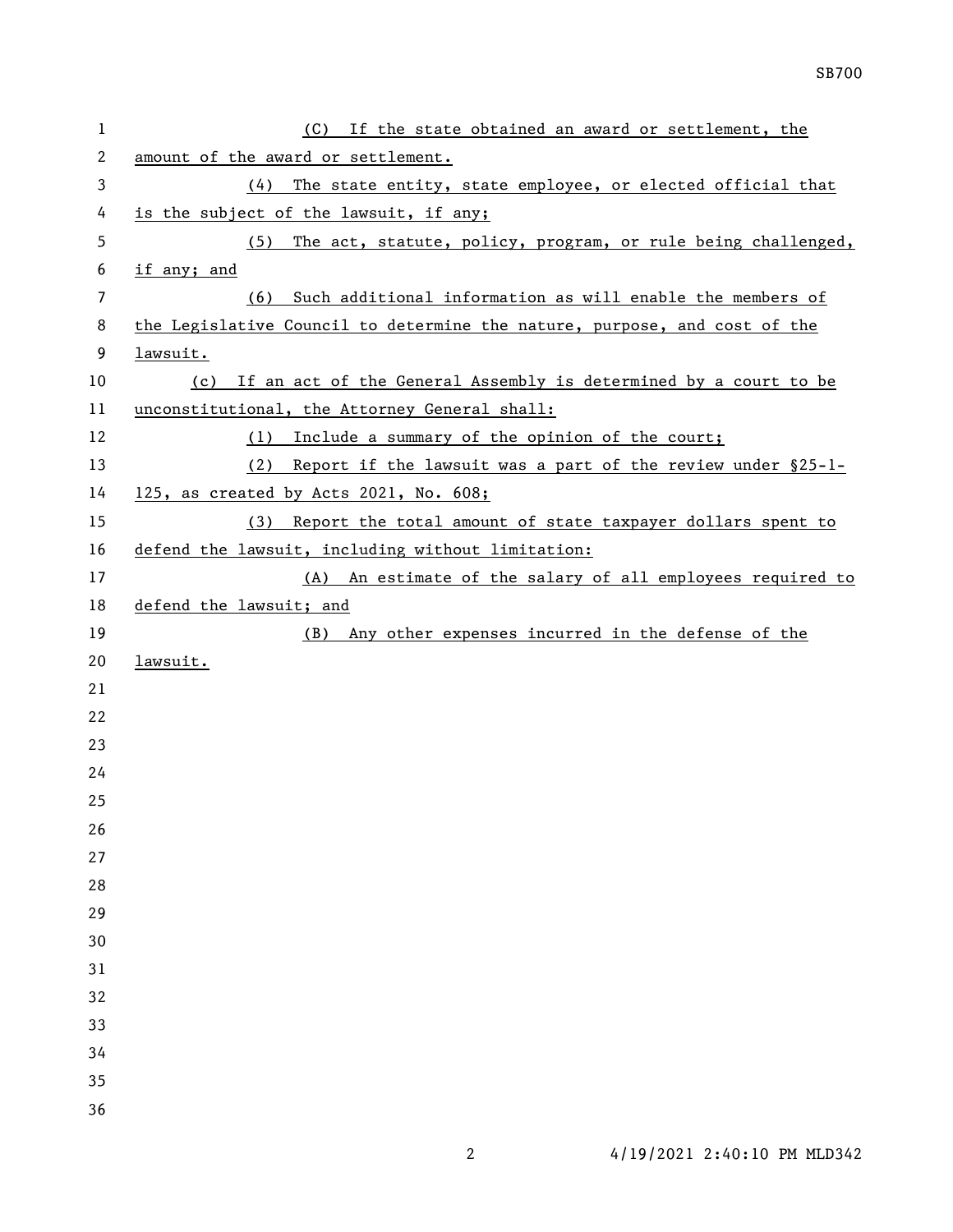(C) If the state obtained an award or settlement, the amount of the award or settlement.

(4) The state entity, state employee, or elected official that is the subject of the lawsuit, if any;

(5) The act, statute, policy, program, or rule being challenged, if any; and

(6) Such additional information as will enable the members of the Legislative Council to determine the nature, purpose, and cost of the lawsuit.

(c) If an act of the General Assembly is determined by a court to be unconstitutional, the Attorney General shall:

(1) Include a summary of the opinion of the court;

(2) Report if the lawsuit was a part of the review under §25-1-125, as created by Acts 2021, No. 608;

(3) Report the total amount of state taxpayer dollars spent to defend the lawsuit, including without limitation:

(A) An estimate of the salary of all employees required to defend the lawsuit; and

(B) Any other expenses incurred in the defense of the lawsuit.